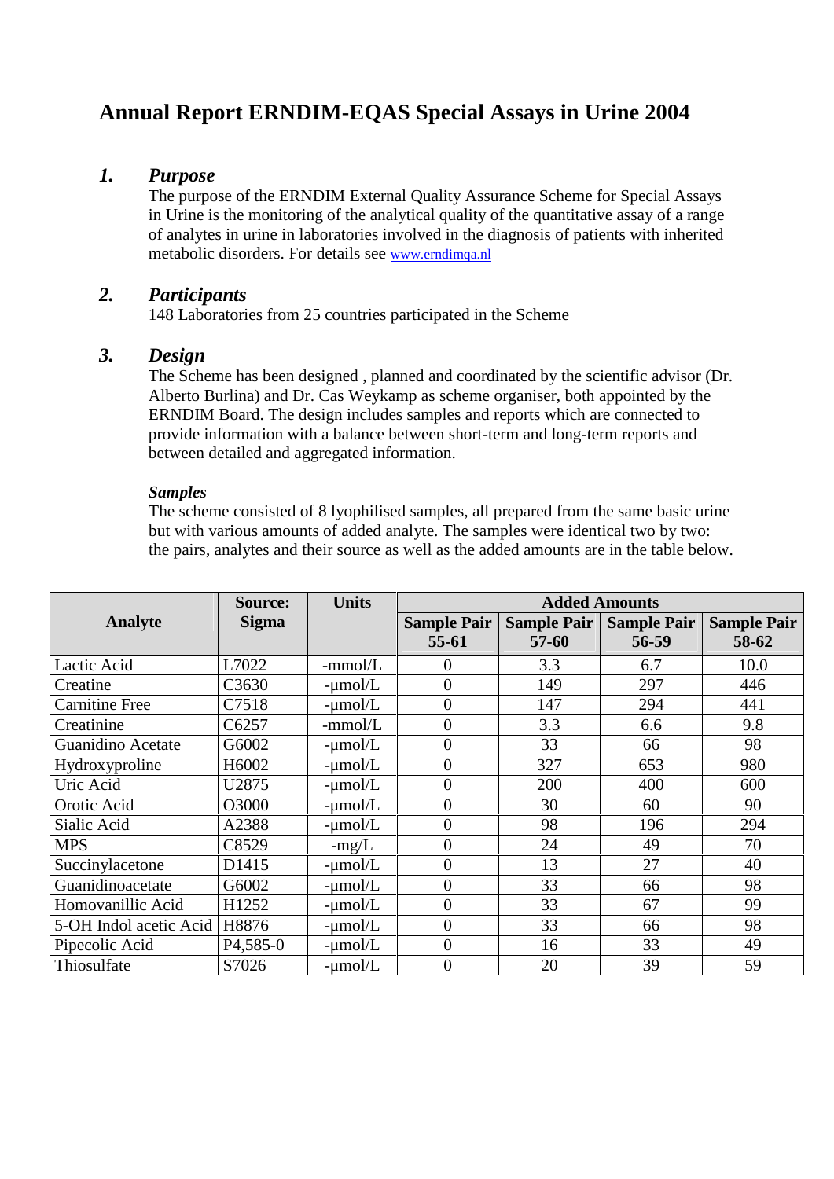# Annual Report ERNDIM-EQAS Special Assays in Urine 2004

## *1. Purpose*

The purpose of the ERNDIM External Quality Assurance Scheme for Special Assays in Urine is the monitoring of the analytical quality of the quantitative assay of a range of analytes in urine in laboratories involved in the diagnosis of patients with inherited metabolic disorders. For details see www.erndimqa.nl

## *2. Participants*

148 Laboratories from 25 countries participated in the Scheme

## *3. Design*

The Scheme has been designed , planned and coordinated by the scientific advisor (Dr. Alberto Burlina) and Dr. Cas Weykamp as scheme organiser, both appointed by the ERNDIM Board. The design includes samples and reports which are connected to provide information with a balance between short-term and long-term reports and between detailed and aggregated information.

### *Samples*

The scheme consisted of 8 lyophilised samples, all prepared from the same basic urine but with various amounts of added analyte. The samples were identical two by two: the pairs, analytes and their source as well as the added amounts are in the table below.

| Analyte | Source: Sigma | Units | Added Amounts | | | |
|---|---|---|---|---|---|---|
| | | | Sample Pair 55-61 | Sample Pair 57-60 | Sample Pair 56-59 | Sample Pair 58-62 |
| Lactic Acid | L7022 | -mmol/L | 0 | 3.3 | 6.7 | 10.0 |
| Creatine | C3630 | -µmol/L | 0 | 149 | 297 | 446 |
| Carnitine Free | C7518 | -µmol/L | 0 | 147 | 294 | 441 |
| Creatinine | C6257 | -mmol/L | 0 | 3.3 | 6.6 | 9.8 |
| Guanidino Acetate | G6002 | -µmol/L | 0 | 33 | 66 | 98 |
| Hydroxyproline | H6002 | -µmol/L | 0 | 327 | 653 | 980 |
| Uric Acid | U2875 | -µmol/L | 0 | 200 | 400 | 600 |
| Orotic Acid | O3000 | -µmol/L | 0 | 30 | 60 | 90 |
| Sialic Acid | A2388 | -µmol/L | 0 | 98 | 196 | 294 |
| MPS | C8529 | -mg/L | 0 | 24 | 49 | 70 |
| Succinylacetone | D1415 | -µmol/L | 0 | 13 | 27 | 40 |
| Guanidinoacetate | G6002 | -µmol/L | 0 | 33 | 66 | 98 |
| Homovanillic Acid | H1252 | -µmol/L | 0 | 33 | 67 | 99 |
| 5-OH Indol acetic Acid | H8876 | -µmol/L | 0 | 33 | 66 | 98 |
| Pipecolic Acid | P4,585-0 | -µmol/L | 0 | 16 | 33 | 49 |
| Thiosulfate | S7026 | -µmol/L | 0 | 20 | 39 | 59 |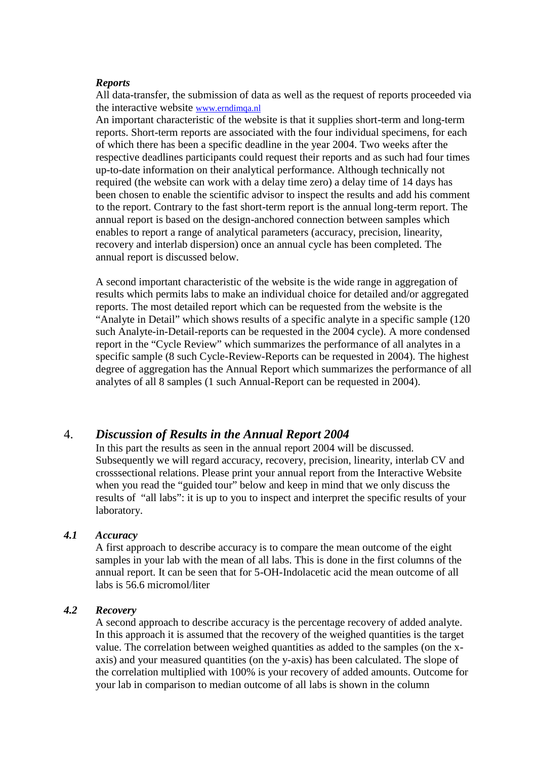***Reports***

All data-transfer, the submission of data as well as the request of reports proceeded via the interactive website www.erndimqa.nl

An important characteristic of the website is that it supplies short-term and long-term reports. Short-term reports are associated with the four individual specimens, for each of which there has been a specific deadline in the year 2004. Two weeks after the respective deadlines participants could request their reports and as such had four times up-to-date information on their analytical performance. Although technically not required (the website can work with a delay time zero) a delay time of 14 days has been chosen to enable the scientific advisor to inspect the results and add his comment to the report. Contrary to the fast short-term report is the annual long-term report. The annual report is based on the design-anchored connection between samples which enables to report a range of analytical parameters (accuracy, precision, linearity, recovery and interlab dispersion) once an annual cycle has been completed. The annual report is discussed below.

A second important characteristic of the website is the wide range in aggregation of results which permits labs to make an individual choice for detailed and/or aggregated reports. The most detailed report which can be requested from the website is the "Analyte in Detail" which shows results of a specific analyte in a specific sample (120 such Analyte-in-Detail-reports can be requested in the 2004 cycle). A more condensed report in the "Cycle Review" which summarizes the performance of all analytes in a specific sample (8 such Cycle-Review-Reports can be requested in 2004). The highest degree of aggregation has the Annual Report which summarizes the performance of all analytes of all 8 samples (1 such Annual-Report can be requested in 2004).

## 4. *Discussion of Results in the Annual Report 2004*

In this part the results as seen in the annual report 2004 will be discussed. Subsequently we will regard accuracy, recovery, precision, linearity, interlab CV and crosssectional relations. Please print your annual report from the Interactive Website when you read the "guided tour" below and keep in mind that we only discuss the results of "all labs": it is up to you to inspect and interpret the specific results of your laboratory.

### *4.1 Accuracy*

A first approach to describe accuracy is to compare the mean outcome of the eight samples in your lab with the mean of all labs. This is done in the first columns of the annual report. It can be seen that for 5-OH-Indolacetic acid the mean outcome of all labs is 56.6 micromol/liter

### *4.2 Recovery*

A second approach to describe accuracy is the percentage recovery of added analyte. In this approach it is assumed that the recovery of the weighed quantities is the target value. The correlation between weighed quantities as added to the samples (on the x-axis) and your measured quantities (on the y-axis) has been calculated. The slope of the correlation multiplied with 100% is your recovery of added amounts. Outcome for your lab in comparison to median outcome of all labs is shown in the column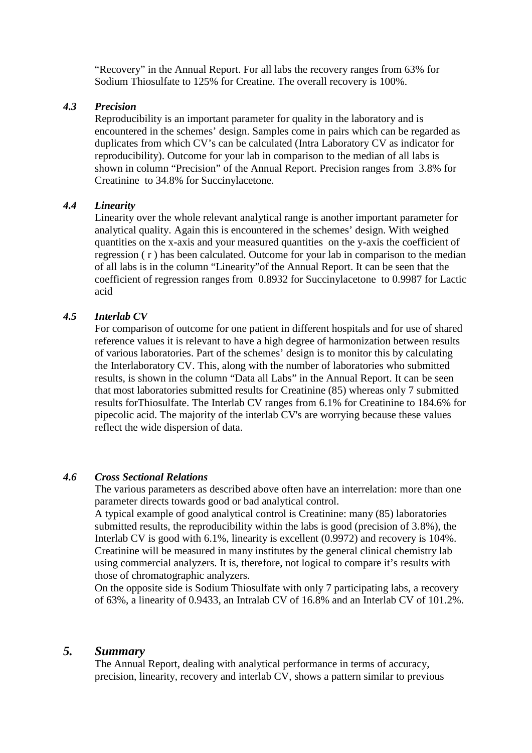"Recovery" in the Annual Report. For all labs the recovery ranges from 63% for Sodium Thiosulfate to 125% for Creatine. The overall recovery is 100%.

### *4.3 Precision*

Reproducibility is an important parameter for quality in the laboratory and is encountered in the schemes' design. Samples come in pairs which can be regarded as duplicates from which CV's can be calculated (Intra Laboratory CV as indicator for reproducibility). Outcome for your lab in comparison to the median of all labs is shown in column "Precision" of the Annual Report. Precision ranges from 3.8% for Creatinine to 34.8% for Succinylacetone.

### *4.4 Linearity*

Linearity over the whole relevant analytical range is another important parameter for analytical quality. Again this is encountered in the schemes' design. With weighed quantities on the x-axis and your measured quantities on the y-axis the coefficient of regression ( r ) has been calculated. Outcome for your lab in comparison to the median of all labs is in the column "Linearity"of the Annual Report. It can be seen that the coefficient of regression ranges from 0.8932 for Succinylacetone to 0.9987 for Lactic acid

### *4.5 Interlab CV*

For comparison of outcome for one patient in different hospitals and for use of shared reference values it is relevant to have a high degree of harmonization between results of various laboratories. Part of the schemes' design is to monitor this by calculating the Interlaboratory CV. This, along with the number of laboratories who submitted results, is shown in the column "Data all Labs" in the Annual Report. It can be seen that most laboratories submitted results for Creatinine (85) whereas only 7 submitted results forThiosulfate. The Interlab CV ranges from 6.1% for Creatinine to 184.6% for pipecolic acid. The majority of the interlab CV's are worrying because these values reflect the wide dispersion of data.

### *4.6 Cross Sectional Relations*

The various parameters as described above often have an interrelation: more than one parameter directs towards good or bad analytical control.

A typical example of good analytical control is Creatinine: many (85) laboratories submitted results, the reproducibility within the labs is good (precision of 3.8%), the Interlab CV is good with 6.1%, linearity is excellent (0.9972) and recovery is 104%. Creatinine will be measured in many institutes by the general clinical chemistry lab using commercial analyzers. It is, therefore, not logical to compare it's results with those of chromatographic analyzers.

On the opposite side is Sodium Thiosulfate with only 7 participating labs, a recovery of 63%, a linearity of 0.9433, an Intralab CV of 16.8% and an Interlab CV of 101.2%.

## *5. Summary*

The Annual Report, dealing with analytical performance in terms of accuracy, precision, linearity, recovery and interlab CV, shows a pattern similar to previous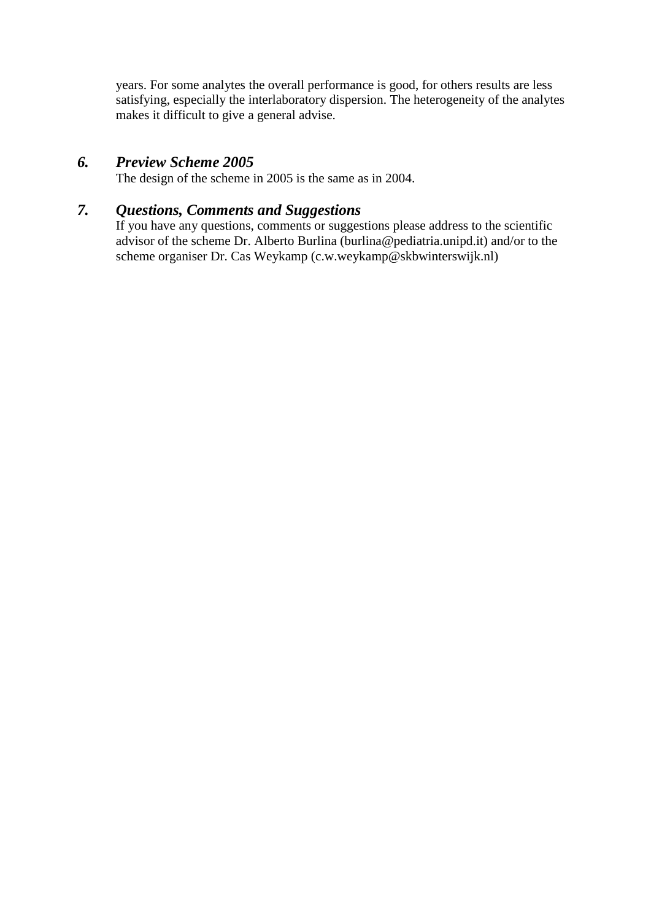years. For some analytes the overall performance is good, for others results are less satisfying, especially the interlaboratory dispersion. The heterogeneity of the analytes makes it difficult to give a general advise.

## *6. Preview Scheme 2005*

The design of the scheme in 2005 is the same as in 2004.

## *7. Questions, Comments and Suggestions*

If you have any questions, comments or suggestions please address to the scientific advisor of the scheme Dr. Alberto Burlina (burlina@pediatria.unipd.it) and/or to the scheme organiser Dr. Cas Weykamp (c.w.weykamp@skbwinterswijk.nl)